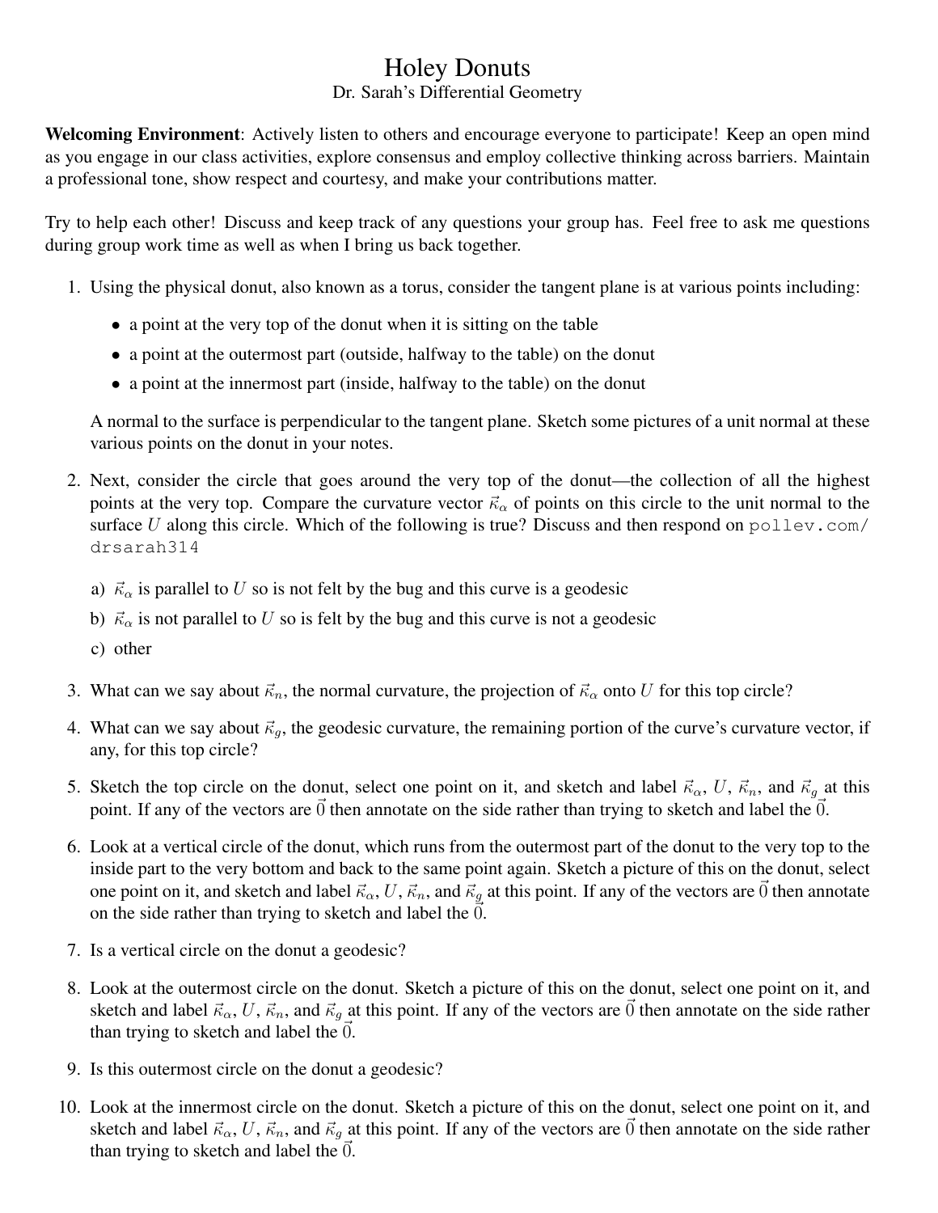# Holey Donuts

Dr. Sarah's Differential Geometry

**Welcoming Environment**: Actively listen to others and encourage everyone to participate! Keep an open mind as you engage in our class activities, explore consensus and employ collective thinking across barriers. Maintain a professional tone, show respect and courtesy, and make your contributions matter.

Try to help each other! Discuss and keep track of any questions your group has. Feel free to ask me questions during group work time as well as when I bring us back together.

1. Using the physical donut, also known as a torus, consider the tangent plane is at various points including:

   - a point at the very top of the donut when it is sitting on the table
   - a point at the outermost part (outside, halfway to the table) on the donut
   - a point at the innermost part (inside, halfway to the table) on the donut

   A normal to the surface is perpendicular to the tangent plane. Sketch some pictures of a unit normal at these various points on the donut in your notes.

2. Next, consider the circle that goes around the very top of the donut—the collection of all the highest points at the very top. Compare the curvature vector $\vec{\kappa}_\alpha$ of points on this circle to the unit normal to the surface $U$ along this circle. Which of the following is true? Discuss and then respond on `pollev.com/drsarah314`

   a) $\vec{\kappa}_\alpha$ is parallel to $U$ so is not felt by the bug and this curve is a geodesic

   b) $\vec{\kappa}_\alpha$ is not parallel to $U$ so is felt by the bug and this curve is not a geodesic

   c) other

3. What can we say about $\vec{\kappa}_n$, the normal curvature, the projection of $\vec{\kappa}_\alpha$ onto $U$ for this top circle?

4. What can we say about $\vec{\kappa}_g$, the geodesic curvature, the remaining portion of the curve's curvature vector, if any, for this top circle?

5. Sketch the top circle on the donut, select one point on it, and sketch and label $\vec{\kappa}_\alpha$, $U$, $\vec{\kappa}_n$, and $\vec{\kappa}_g$ at this point. If any of the vectors are $\vec{0}$ then annotate on the side rather than trying to sketch and label the $\vec{0}$.

6. Look at a vertical circle of the donut, which runs from the outermost part of the donut to the very top to the inside part to the very bottom and back to the same point again. Sketch a picture of this on the donut, select one point on it, and sketch and label $\vec{\kappa}_\alpha$, $U$, $\vec{\kappa}_n$, and $\vec{\kappa}_g$ at this point. If any of the vectors are $\vec{0}$ then annotate on the side rather than trying to sketch and label the $\vec{0}$.

7. Is a vertical circle on the donut a geodesic?

8. Look at the outermost circle on the donut. Sketch a picture of this on the donut, select one point on it, and sketch and label $\vec{\kappa}_\alpha$, $U$, $\vec{\kappa}_n$, and $\vec{\kappa}_g$ at this point. If any of the vectors are $\vec{0}$ then annotate on the side rather than trying to sketch and label the $\vec{0}$.

9. Is this outermost circle on the donut a geodesic?

10. Look at the innermost circle on the donut. Sketch a picture of this on the donut, select one point on it, and sketch and label $\vec{\kappa}_\alpha$, $U$, $\vec{\kappa}_n$, and $\vec{\kappa}_g$ at this point. If any of the vectors are $\vec{0}$ then annotate on the side rather than trying to sketch and label the $\vec{0}$.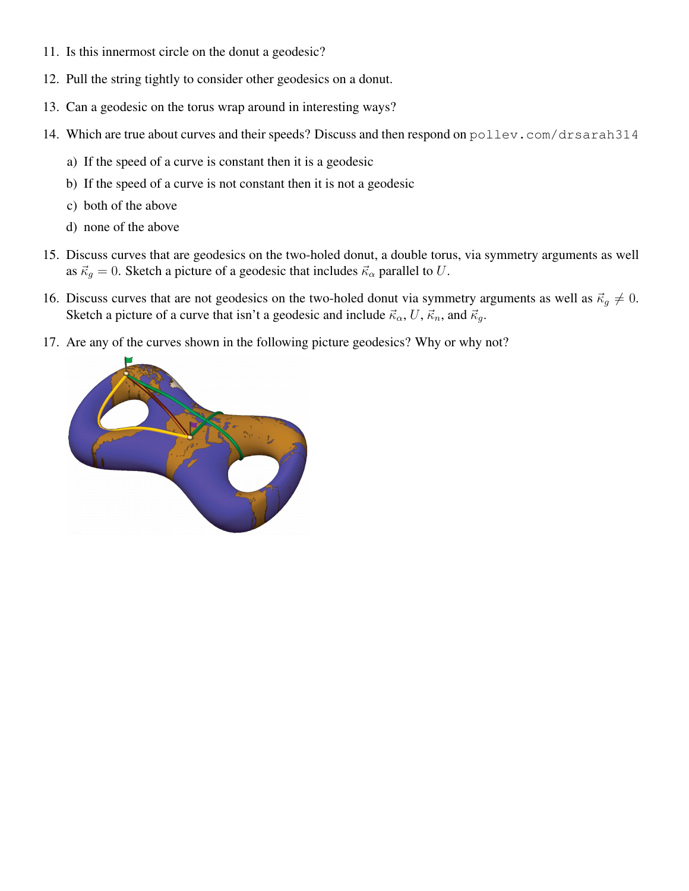11. Is this innermost circle on the donut a geodesic?

12. Pull the string tightly to consider other geodesics on a donut.

13. Can a geodesic on the torus wrap around in interesting ways?

14. Which are true about curves and their speeds? Discuss and then respond on `pollev.com/drsarah314`

    a) If the speed of a curve is constant then it is a geodesic

    b) If the speed of a curve is not constant then it is not a geodesic

    c) both of the above

    d) none of the above

15. Discuss curves that are geodesics on the two-holed donut, a double torus, via symmetry arguments as well as $\vec{\kappa}_g = 0$. Sketch a picture of a geodesic that includes $\vec{\kappa}_\alpha$ parallel to $U$.

16. Discuss curves that are not geodesics on the two-holed donut via symmetry arguments as well as $\vec{\kappa}_g \neq 0$. Sketch a picture of a curve that isn't a geodesic and include $\vec{\kappa}_\alpha$, $U$, $\vec{\kappa}_n$, and $\vec{\kappa}_g$.

17. Are any of the curves shown in the following picture geodesics? Why or why not?